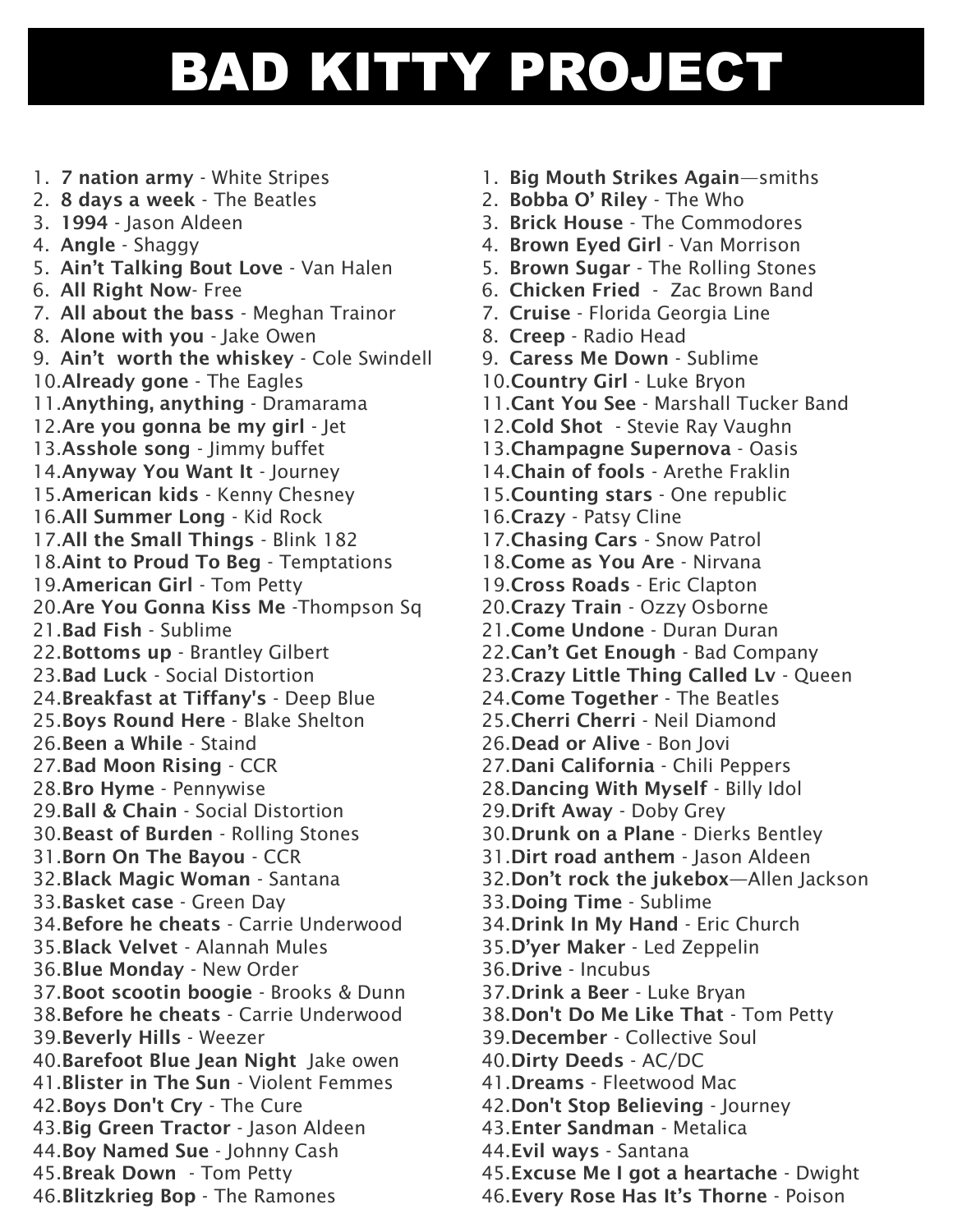# BAD KITTY PROJECT

1. **7 nation army** - White Stripes
2. **8 days a week** - The Beatles
3. **1994** - Jason Aldeen
4. **Angle** - Shaggy
5. **Ain't Talking Bout Love** - Van Halen
6. **All Right Now**- Free
7. **All about the bass** - Meghan Trainor
8. **Alone with you** - Jake Owen
9. **Ain't worth the whiskey** - Cole Swindell
10. **Already gone** - The Eagles
11. **Anything, anything** - Dramarama
12. **Are you gonna be my girl** - Jet
13. **Asshole song** - Jimmy buffet
14. **Anyway You Want It** - Journey
15. **American kids** - Kenny Chesney
16. **All Summer Long** - Kid Rock
17. **All the Small Things** - Blink 182
18. **Aint to Proud To Beg** - Temptations
19. **American Girl** - Tom Petty
20. **Are You Gonna Kiss Me** -Thompson Sq
21. **Bad Fish** - Sublime
22. **Bottoms up** - Brantley Gilbert
23. **Bad Luck** - Social Distortion
24. **Breakfast at Tiffany's** - Deep Blue
25. **Boys Round Here** - Blake Shelton
26. **Been a While** - Staind
27. **Bad Moon Rising** - CCR
28. **Bro Hyme** - Pennywise
29. **Ball & Chain** - Social Distortion
30. **Beast of Burden** - Rolling Stones
31. **Born On The Bayou** - CCR
32. **Black Magic Woman** - Santana
33. **Basket case** - Green Day
34. **Before he cheats** - Carrie Underwood
35. **Black Velvet** - Alannah Mules
36. **Blue Monday** - New Order
37. **Boot scootin boogie** - Brooks & Dunn
38. **Before he cheats** - Carrie Underwood
39. **Beverly Hills** - Weezer
40. **Barefoot Blue Jean Night** Jake owen
41. **Blister in The Sun** - Violent Femmes
42. **Boys Don't Cry** - The Cure
43. **Big Green Tractor** - Jason Aldeen
44. **Boy Named Sue** - Johnny Cash
45. **Break Down** - Tom Petty
46. **Blitzkrieg Bop** - The Ramones

1. **Big Mouth Strikes Again**—smiths
2. **Bobba O' Riley** - The Who
3. **Brick House** - The Commodores
4. **Brown Eyed Girl** - Van Morrison
5. **Brown Sugar** - The Rolling Stones
6. **Chicken Fried** - Zac Brown Band
7. **Cruise** - Florida Georgia Line
8. **Creep** - Radio Head
9. **Caress Me Down** - Sublime
10. **Country Girl** - Luke Bryon
11. **Cant You See** - Marshall Tucker Band
12. **Cold Shot** - Stevie Ray Vaughn
13. **Champagne Supernova** - Oasis
14. **Chain of fools** - Arethe Fraklin
15. **Counting stars** - One republic
16. **Crazy** - Patsy Cline
17. **Chasing Cars** - Snow Patrol
18. **Come as You Are** - Nirvana
19. **Cross Roads** - Eric Clapton
20. **Crazy Train** - Ozzy Osborne
21. **Come Undone** - Duran Duran
22. **Can't Get Enough** - Bad Company
23. **Crazy Little Thing Called Lv** - Queen
24. **Come Together** - The Beatles
25. **Cherri Cherri** - Neil Diamond
26. **Dead or Alive** - Bon Jovi
27. **Dani California** - Chili Peppers
28. **Dancing With Myself** - Billy Idol
29. **Drift Away** - Doby Grey
30. **Drunk on a Plane** - Dierks Bentley
31. **Dirt road anthem** - Jason Aldeen
32. **Don't rock the jukebox**—Allen Jackson
33. **Doing Time** - Sublime
34. **Drink In My Hand** - Eric Church
35. **D'yer Maker** - Led Zeppelin
36. **Drive** - Incubus
37. **Drink a Beer** - Luke Bryan
38. **Don't Do Me Like That** - Tom Petty
39. **December** - Collective Soul
40. **Dirty Deeds** - AC/DC
41. **Dreams** - Fleetwood Mac
42. **Don't Stop Believing** - Journey
43. **Enter Sandman** - Metalica
44. **Evil ways** - Santana
45. **Excuse Me I got a heartache** - Dwight
46. **Every Rose Has It's Thorne** - Poison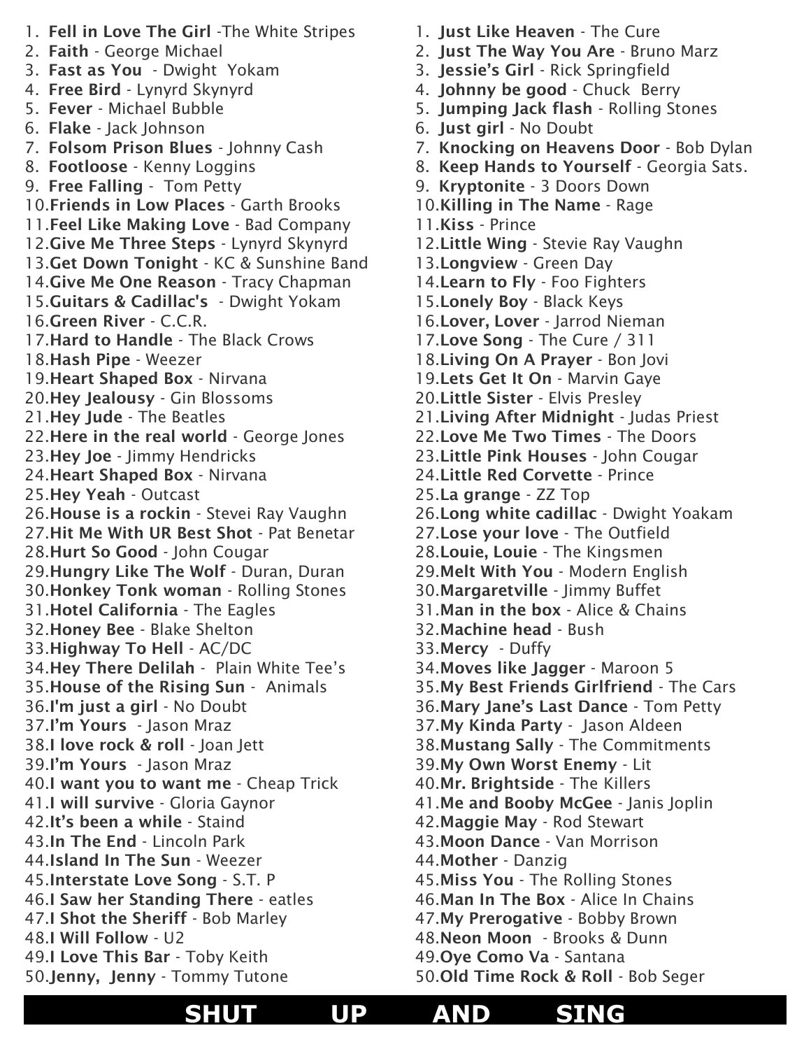1. **Fell in Love The Girl** -The White Stripes
2. **Faith** - George Michael
3. **Fast as You** - Dwight Yokam
4. **Free Bird** - Lynyrd Skynyrd
5. **Fever** - Michael Bubble
6. **Flake** - Jack Johnson
7. **Folsom Prison Blues** - Johnny Cash
8. **Footloose** - Kenny Loggins
9. **Free Falling** - Tom Petty
10. **Friends in Low Places** - Garth Brooks
11. **Feel Like Making Love** - Bad Company
12. **Give Me Three Steps** - Lynyrd Skynyrd
13. **Get Down Tonight** - KC & Sunshine Band
14. **Give Me One Reason** - Tracy Chapman
15. **Guitars & Cadillac's** - Dwight Yokam
16. **Green River** - C.C.R.
17. **Hard to Handle** - The Black Crows
18. **Hash Pipe** - Weezer
19. **Heart Shaped Box** - Nirvana
20. **Hey Jealousy** - Gin Blossoms
21. **Hey Jude** - The Beatles
22. **Here in the real world** - George Jones
23. **Hey Joe** - Jimmy Hendricks
24. **Heart Shaped Box** - Nirvana
25. **Hey Yeah** - Outcast
26. **House is a rockin** - Stevei Ray Vaughn
27. **Hit Me With UR Best Shot** - Pat Benetar
28. **Hurt So Good** - John Cougar
29. **Hungry Like The Wolf** - Duran, Duran
30. **Honkey Tonk woman** - Rolling Stones
31. **Hotel California** - The Eagles
32. **Honey Bee** - Blake Shelton
33. **Highway To Hell** - AC/DC
34. **Hey There Delilah** - Plain White Tee's
35. **House of the Rising Sun** - Animals
36. **I'm just a girl** - No Doubt
37. **I'm Yours** - Jason Mraz
38. **I love rock & roll** - Joan Jett
39. **I'm Yours** - Jason Mraz
40. **I want you to want me** - Cheap Trick
41. **I will survive** - Gloria Gaynor
42. **It's been a while** - Staind
43. **In The End** - Lincoln Park
44. **Island In The Sun** - Weezer
45. **Interstate Love Song** - S.T. P
46. **I Saw her Standing There** - eatles
47. **I Shot the Sheriff** - Bob Marley
48. **I Will Follow** - U2
49. **I Love This Bar** - Toby Keith
50. **Jenny, Jenny** - Tommy Tutone

1. **Just Like Heaven** - The Cure
2. **Just The Way You Are** - Bruno Marz
3. **Jessie's Girl** - Rick Springfield
4. **Johnny be good** - Chuck Berry
5. **Jumping Jack flash** - Rolling Stones
6. **Just girl** - No Doubt
7. **Knocking on Heavens Door** - Bob Dylan
8. **Keep Hands to Yourself** - Georgia Sats.
9. **Kryptonite** - 3 Doors Down
10. **Killing in The Name** - Rage
11. **Kiss** - Prince
12. **Little Wing** - Stevie Ray Vaughn
13. **Longview** - Green Day
14. **Learn to Fly** - Foo Fighters
15. **Lonely Boy** - Black Keys
16. **Lover, Lover** - Jarrod Nieman
17. **Love Song** - The Cure / 311
18. **Living On A Prayer** - Bon Jovi
19. **Lets Get It On** - Marvin Gaye
20. **Little Sister** - Elvis Presley
21. **Living After Midnight** - Judas Priest
22. **Love Me Two Times** - The Doors
23. **Little Pink Houses** - John Cougar
24. **Little Red Corvette** - Prince
25. **La grange** - ZZ Top
26. **Long white cadillac** - Dwight Yoakam
27. **Lose your love** - The Outfield
28. **Louie, Louie** - The Kingsmen
29. **Melt With You** - Modern English
30. **Margaretville** - Jimmy Buffet
31. **Man in the box** - Alice & Chains
32. **Machine head** - Bush
33. **Mercy** - Duffy
34. **Moves like Jagger** - Maroon 5
35. **My Best Friends Girlfriend** - The Cars
36. **Mary Jane's Last Dance** - Tom Petty
37. **My Kinda Party** - Jason Aldeen
38. **Mustang Sally** - The Commitments
39. **My Own Worst Enemy** - Lit
40. **Mr. Brightside** - The Killers
41. **Me and Booby McGee** - Janis Joplin
42. **Maggie May** - Rod Stewart
43. **Moon Dance** - Van Morrison
44. **Mother** - Danzig
45. **Miss You** - The Rolling Stones
46. **Man In The Box** - Alice In Chains
47. **My Prerogative** - Bobby Brown
48. **Neon Moon** - Brooks & Dunn
49. **Oye Como Va** - Santana
50. **Old Time Rock & Roll** - Bob Seger

**SHUT UP AND SING**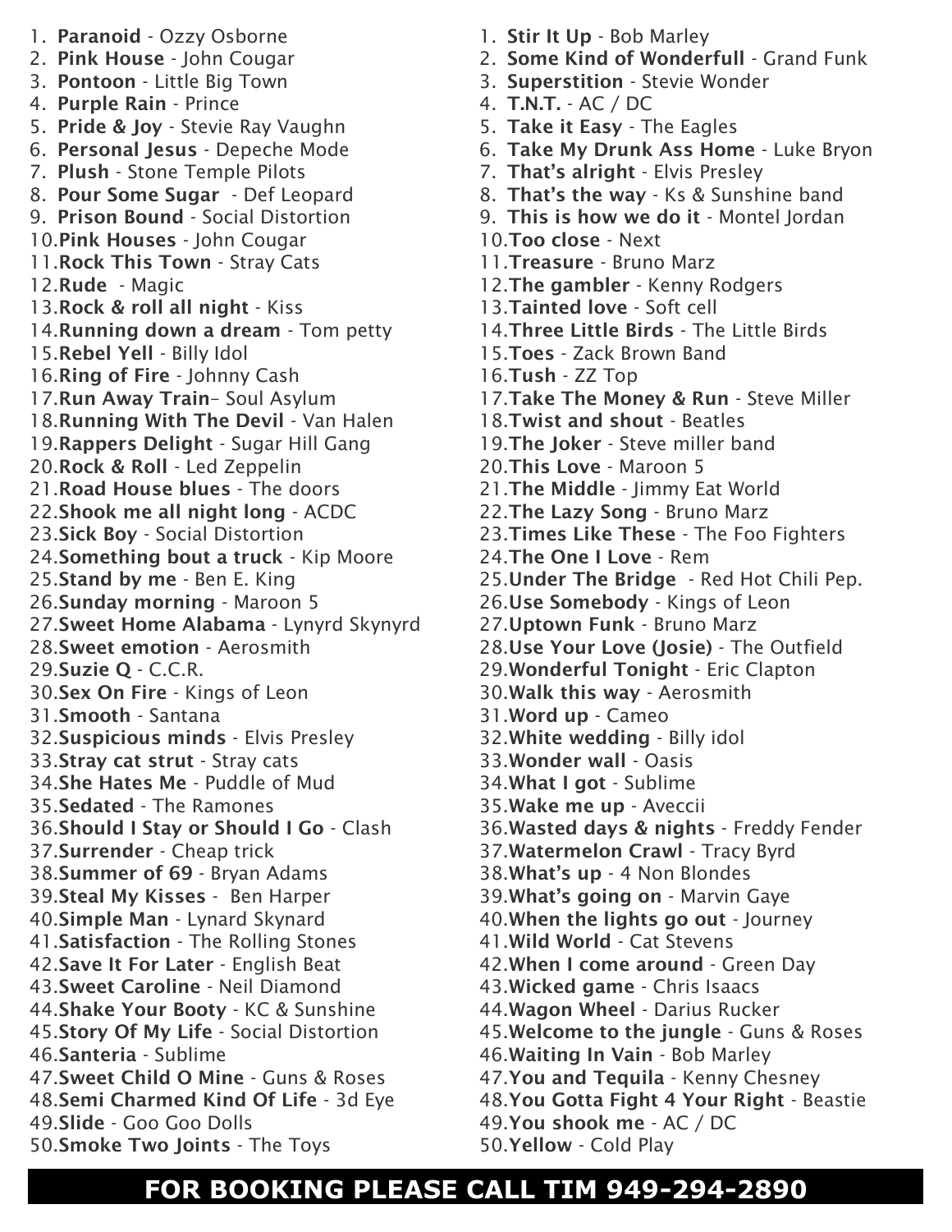1. **Paranoid** - Ozzy Osborne
2. **Pink House** - John Cougar
3. **Pontoon** - Little Big Town
4. **Purple Rain** - Prince
5. **Pride & Joy** - Stevie Ray Vaughn
6. **Personal Jesus** - Depeche Mode
7. **Plush** - Stone Temple Pilots
8. **Pour Some Sugar** - Def Leopard
9. **Prison Bound** - Social Distortion
10. **Pink Houses** - John Cougar
11. **Rock This Town** - Stray Cats
12. **Rude** - Magic
13. **Rock & roll all night** - Kiss
14. **Running down a dream** - Tom petty
15. **Rebel Yell** - Billy Idol
16. **Ring of Fire** - Johnny Cash
17. **Run Away Train**– Soul Asylum
18. **Running With The Devil** - Van Halen
19. **Rappers Delight** - Sugar Hill Gang
20. **Rock & Roll** - Led Zeppelin
21. **Road House blues** - The doors
22. **Shook me all night long** - ACDC
23. **Sick Boy** - Social Distortion
24. **Something bout a truck** - Kip Moore
25. **Stand by me** - Ben E. King
26. **Sunday morning** - Maroon 5
27. **Sweet Home Alabama** - Lynyrd Skynyrd
28. **Sweet emotion** - Aerosmith
29. **Suzie Q** - C.C.R.
30. **Sex On Fire** - Kings of Leon
31. **Smooth** - Santana
32. **Suspicious minds** - Elvis Presley
33. **Stray cat strut** - Stray cats
34. **She Hates Me** - Puddle of Mud
35. **Sedated** - The Ramones
36. **Should I Stay or Should I Go** - Clash
37. **Surrender** - Cheap trick
38. **Summer of 69** - Bryan Adams
39. **Steal My Kisses** - Ben Harper
40. **Simple Man** - Lynard Skynard
41. **Satisfaction** - The Rolling Stones
42. **Save It For Later** - English Beat
43. **Sweet Caroline** - Neil Diamond
44. **Shake Your Booty** - KC & Sunshine
45. **Story Of My Life** - Social Distortion
46. **Santeria** - Sublime
47. **Sweet Child O Mine** - Guns & Roses
48. **Semi Charmed Kind Of Life** - 3d Eye
49. **Slide** - Goo Goo Dolls
50. **Smoke Two Joints** - The Toys

1. **Stir It Up** - Bob Marley
2. **Some Kind of Wonderfull** - Grand Funk
3. **Superstition** - Stevie Wonder
4. **T.N.T.** - AC / DC
5. **Take it Easy** - The Eagles
6. **Take My Drunk Ass Home** - Luke Bryon
7. **That's alright** - Elvis Presley
8. **That's the way** - Ks & Sunshine band
9. **This is how we do it** - Montel Jordan
10. **Too close** - Next
11. **Treasure** - Bruno Marz
12. **The gambler** - Kenny Rodgers
13. **Tainted love** - Soft cell
14. **Three Little Birds** - The Little Birds
15. **Toes** - Zack Brown Band
16. **Tush** - ZZ Top
17. **Take The Money & Run** - Steve Miller
18. **Twist and shout** - Beatles
19. **The Joker** - Steve miller band
20. **This Love** - Maroon 5
21. **The Middle** - Jimmy Eat World
22. **The Lazy Song** - Bruno Marz
23. **Times Like These** - The Foo Fighters
24. **The One I Love** - Rem
25. **Under The Bridge** - Red Hot Chili Pep.
26. **Use Somebody** - Kings of Leon
27. **Uptown Funk** - Bruno Marz
28. **Use Your Love (Josie)** - The Outfield
29. **Wonderful Tonight** - Eric Clapton
30. **Walk this way** - Aerosmith
31. **Word up** - Cameo
32. **White wedding** - Billy idol
33. **Wonder wall** - Oasis
34. **What I got** - Sublime
35. **Wake me up** - Aveccii
36. **Wasted days & nights** - Freddy Fender
37. **Watermelon Crawl** - Tracy Byrd
38. **What's up** - 4 Non Blondes
39. **What's going on** - Marvin Gaye
40. **When the lights go out** - Journey
41. **Wild World** - Cat Stevens
42. **When I come around** - Green Day
43. **Wicked game** - Chris Isaacs
44. **Wagon Wheel** - Darius Rucker
45. **Welcome to the jungle** - Guns & Roses
46. **Waiting In Vain** - Bob Marley
47. **You and Tequila** - Kenny Chesney
48. **You Gotta Fight 4 Your Right** - Beastie
49. **You shook me** - AC / DC
50. **Yellow** - Cold Play

**FOR BOOKING PLEASE CALL TIM 949-294-2890**